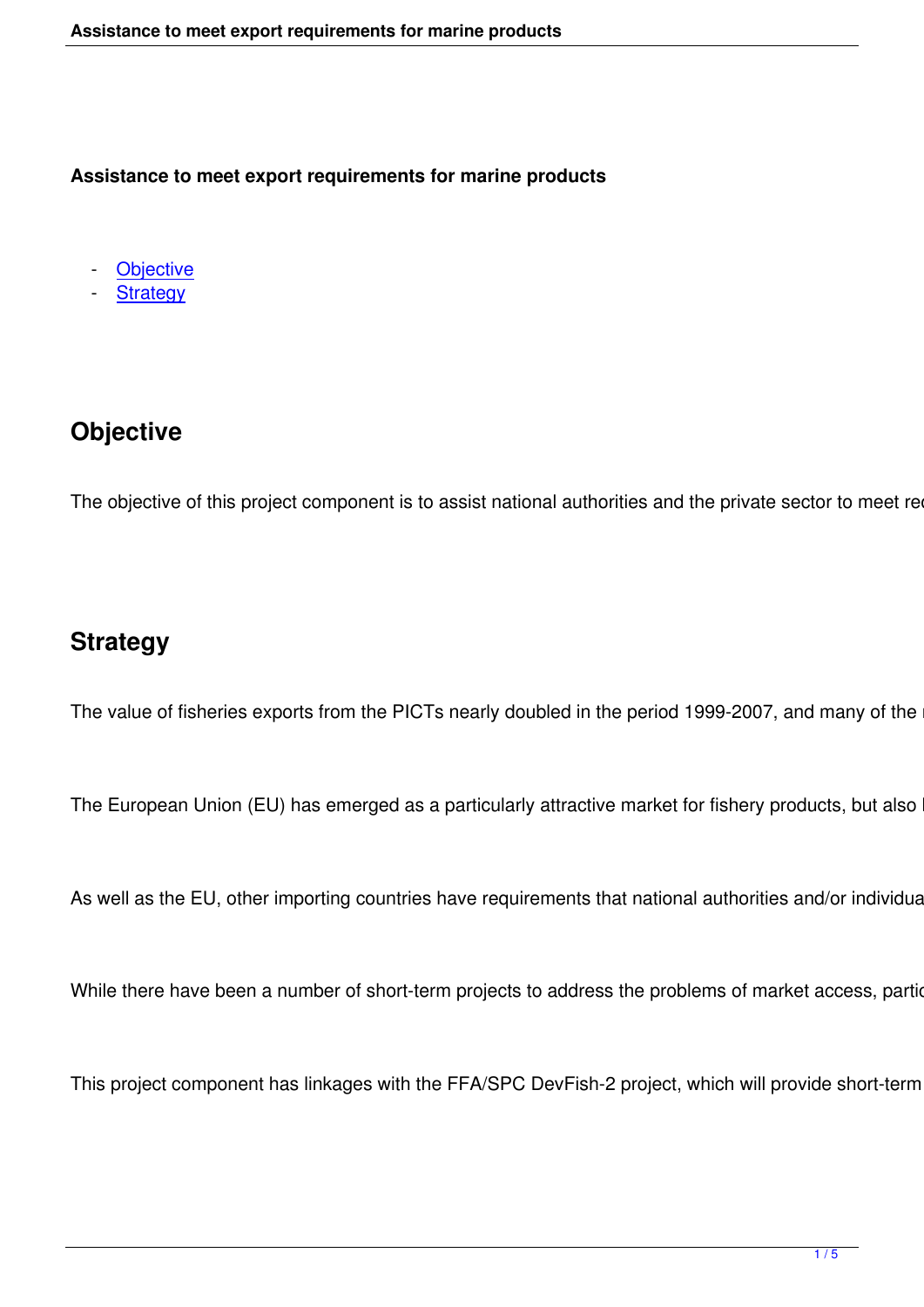**Assistance to meet export requirements for marine products**

- Objective
- Strategy

## Objective

The objective of this project component is to assist national authorities and the private sector to meet re

## Strategy

The value of fisheries exports from the PICTs nearly doubled in the period 1999-2007, and many of the

The European Union (EU) has emerged as a particularly attractive market for fishery products, but also

As well as the EU, other importing countries have requirements that national authorities and/or individua

While there have been a number of short-term projects to address the problems of market access, partic

This project component has linkages with the FFA/SPC DevFish-2 project, which will provide short-term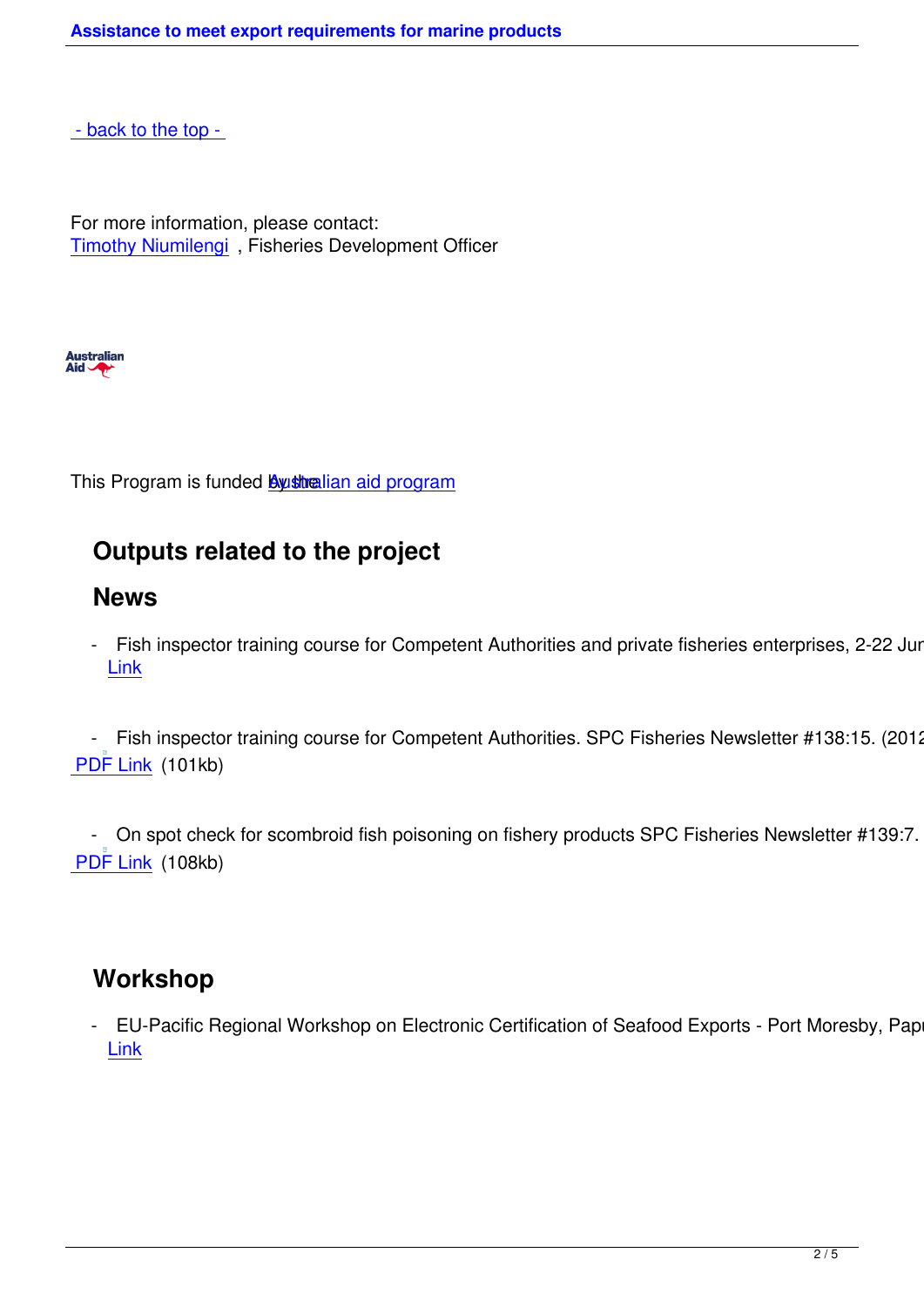- back to the top -

For more information, please contact:
Timothy Niumilengi , Fisheries Development Officer

Australian Aid

This Program is funded by the Australian aid program

## Outputs related to the project

## News

- Fish inspector training course for Competent Authorities and private fisheries enterprises, 2-22 Jun
  Link

- Fish inspector training course for Competent Authorities. SPC Fisheries Newsletter #138:15. (2012
  PDF Link (101kb)

- On spot check for scombroid fish poisoning on fishery products SPC Fisheries Newsletter #139:7.
  PDF Link (108kb)

## Workshop

- EU-Pacific Regional Workshop on Electronic Certification of Seafood Exports - Port Moresby, Papu
  Link